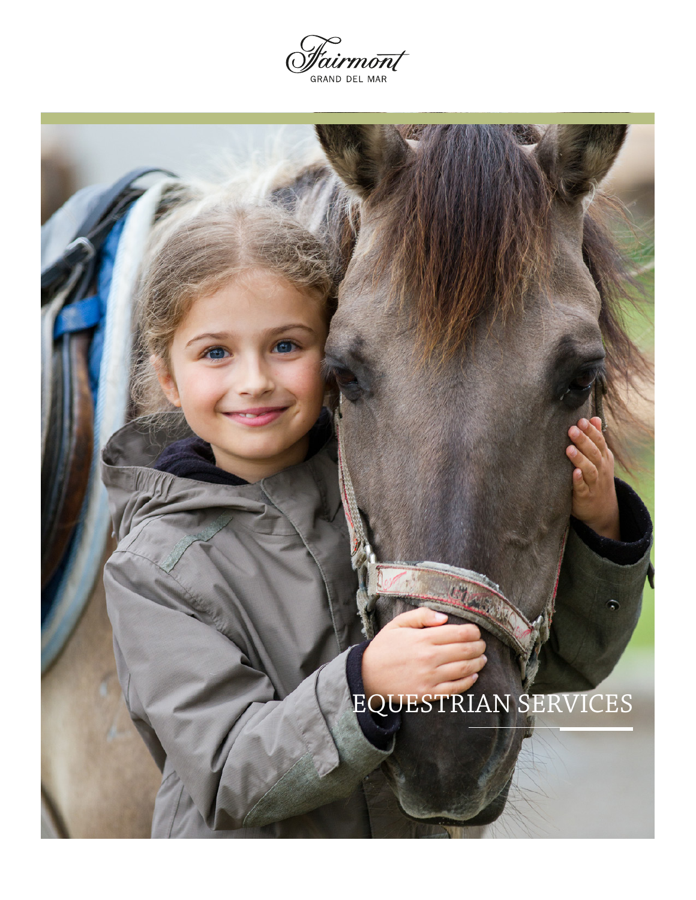Fairmont
GRAND DEL MAR

# EQUESTRIAN SERVICES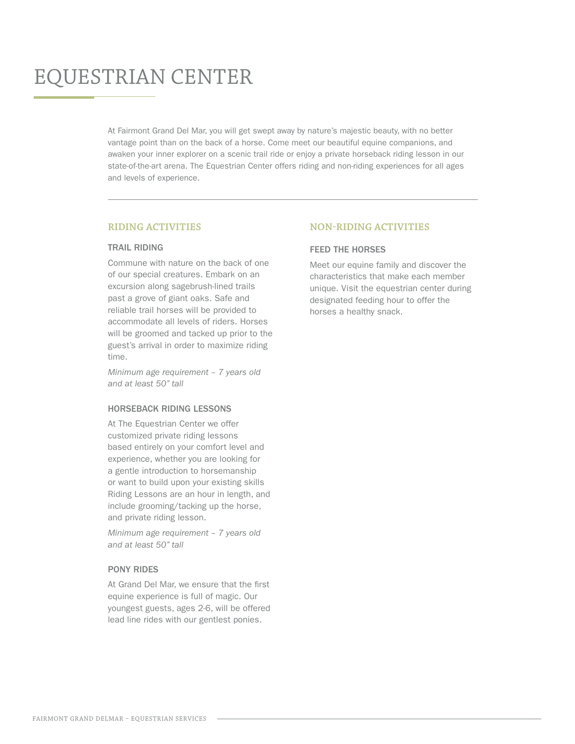# EQUESTRIAN CENTER

At Fairmont Grand Del Mar, you will get swept away by nature's majestic beauty, with no better vantage point than on the back of a horse. Come meet our beautiful equine companions, and awaken your inner explorer on a scenic trail ride or enjoy a private horseback riding lesson in our state-of-the-art arena. The Equestrian Center offers riding and non-riding experiences for all ages and levels of experience.

---

## RIDING ACTIVITIES

### TRAIL RIDING

Commune with nature on the back of one of our special creatures. Embark on an excursion along sagebrush-lined trails past a grove of giant oaks. Safe and reliable trail horses will be provided to accommodate all levels of riders. Horses will be groomed and tacked up prior to the guest's arrival in order to maximize riding time.

*Minimum age requirement – 7 years old and at least 50" tall*

### HORSEBACK RIDING LESSONS

At The Equestrian Center we offer customized private riding lessons based entirely on your comfort level and experience, whether you are looking for a gentle introduction to horsemanship or want to build upon your existing skills Riding Lessons are an hour in length, and include grooming/tacking up the horse, and private riding lesson.

*Minimum age requirement – 7 years old and at least 50" tall*

### PONY RIDES

At Grand Del Mar, we ensure that the first equine experience is full of magic. Our youngest guests, ages 2-6, will be offered lead line rides with our gentlest ponies.

## NON-RIDING ACTIVITIES

### FEED THE HORSES

Meet our equine family and discover the characteristics that make each member unique. Visit the equestrian center during designated feeding hour to offer the horses a healthy snack.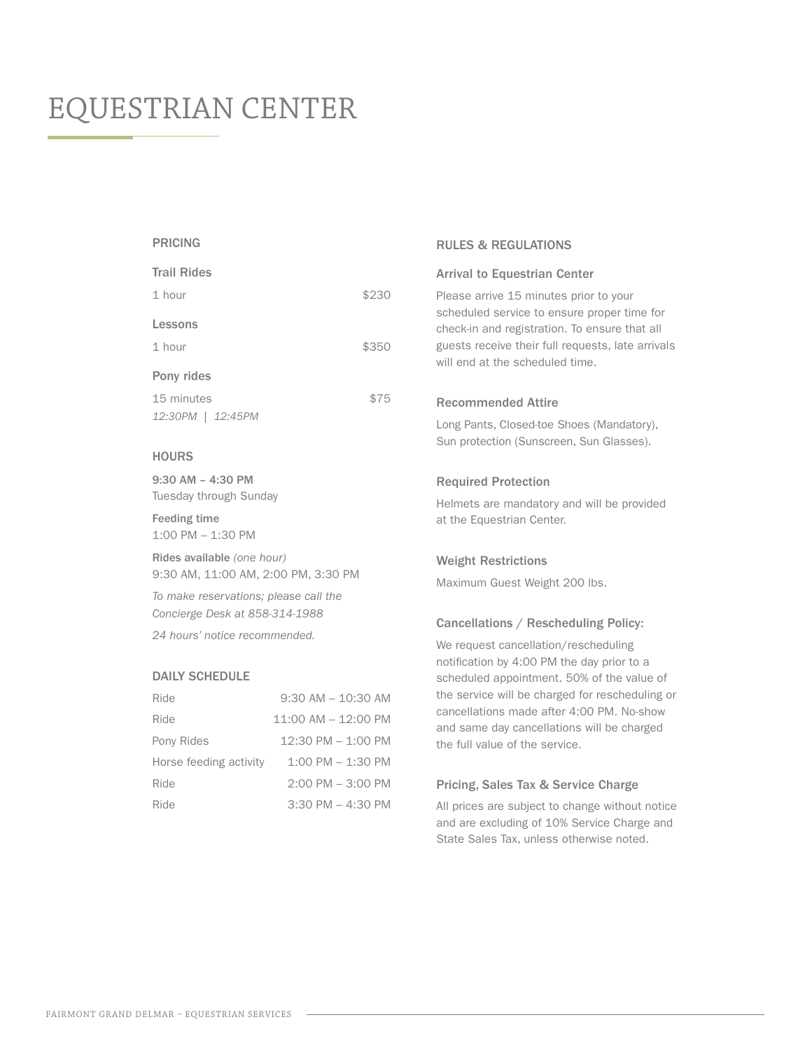# EQUESTRIAN CENTER

## PRICING

### Trail Rides

| | |
|---|---|
| 1 hour | $230 |

### Lessons

| | |
|---|---|
| 1 hour | $350 |

### Pony rides

| | |
|---|---|
| 15 minutes | $75 |

*12:30PM | 12:45PM*

## HOURS

**9:30 AM – 4:30 PM**
Tuesday through Sunday

**Feeding time**
1:00 PM – 1:30 PM

**Rides available** *(one hour)*
9:30 AM, 11:00 AM, 2:00 PM, 3:30 PM

*To make reservations; please call the Concierge Desk at 858-314-1988*

*24 hours' notice recommended.*

## DAILY SCHEDULE

| | |
|---|---|
| Ride | 9:30 AM – 10:30 AM |
| Ride | 11:00 AM – 12:00 PM |
| Pony Rides | 12:30 PM – 1:00 PM |
| Horse feeding activity | 1:00 PM – 1:30 PM |
| Ride | 2:00 PM – 3:00 PM |
| Ride | 3:30 PM – 4:30 PM |

## RULES & REGULATIONS

### Arrival to Equestrian Center

Please arrive 15 minutes prior to your scheduled service to ensure proper time for check-in and registration. To ensure that all guests receive their full requests, late arrivals will end at the scheduled time.

### Recommended Attire

Long Pants, Closed-toe Shoes (Mandatory), Sun protection (Sunscreen, Sun Glasses).

### Required Protection

Helmets are mandatory and will be provided at the Equestrian Center.

### Weight Restrictions

Maximum Guest Weight 200 lbs.

### Cancellations / Rescheduling Policy:

We request cancellation/rescheduling notification by 4:00 PM the day prior to a scheduled appointment. 50% of the value of the service will be charged for rescheduling or cancellations made after 4:00 PM. No-show and same day cancellations will be charged the full value of the service.

### Pricing, Sales Tax & Service Charge

All prices are subject to change without notice and are excluding of 10% Service Charge and State Sales Tax, unless otherwise noted.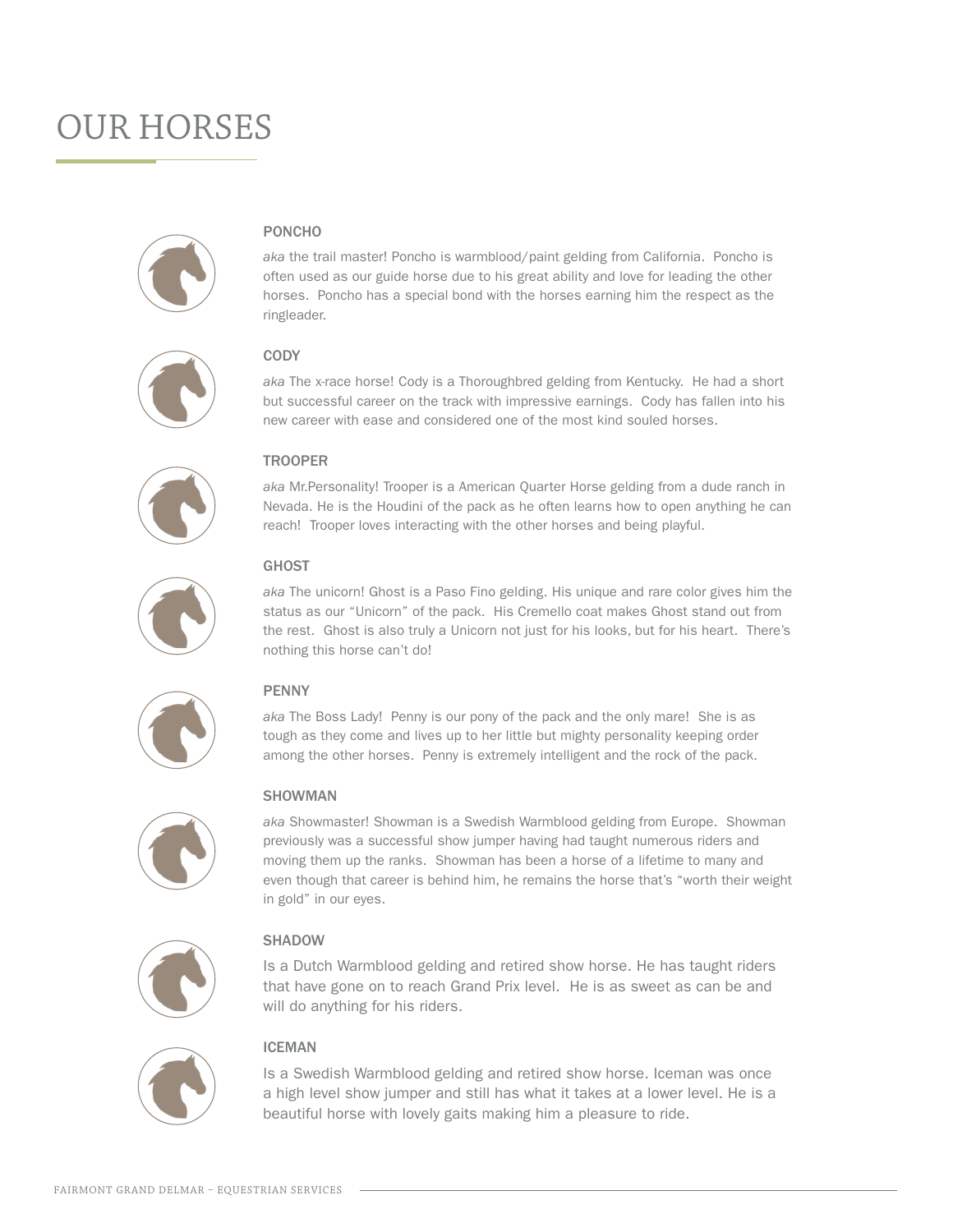# OUR HORSES

### PONCHO

*aka* the trail master! Poncho is warmblood/paint gelding from California. Poncho is often used as our guide horse due to his great ability and love for leading the other horses. Poncho has a special bond with the horses earning him the respect as the ringleader.

### CODY

*aka* The x-race horse! Cody is a Thoroughbred gelding from Kentucky. He had a short but successful career on the track with impressive earnings. Cody has fallen into his new career with ease and considered one of the most kind souled horses.

### TROOPER

*aka* Mr.Personality! Trooper is a American Quarter Horse gelding from a dude ranch in Nevada. He is the Houdini of the pack as he often learns how to open anything he can reach! Trooper loves interacting with the other horses and being playful.

### GHOST

*aka* The unicorn! Ghost is a Paso Fino gelding. His unique and rare color gives him the status as our "Unicorn" of the pack. His Cremello coat makes Ghost stand out from the rest. Ghost is also truly a Unicorn not just for his looks, but for his heart. There's nothing this horse can't do!

### PENNY

*aka* The Boss Lady! Penny is our pony of the pack and the only mare! She is as tough as they come and lives up to her little but mighty personality keeping order among the other horses. Penny is extremely intelligent and the rock of the pack.

### SHOWMAN

*aka* Showmaster! Showman is a Swedish Warmblood gelding from Europe. Showman previously was a successful show jumper having had taught numerous riders and moving them up the ranks. Showman has been a horse of a lifetime to many and even though that career is behind him, he remains the horse that's "worth their weight in gold" in our eyes.

### SHADOW

Is a Dutch Warmblood gelding and retired show horse. He has taught riders that have gone on to reach Grand Prix level. He is as sweet as can be and will do anything for his riders.

### ICEMAN

Is a Swedish Warmblood gelding and retired show horse. Iceman was once a high level show jumper and still has what it takes at a lower level. He is a beautiful horse with lovely gaits making him a pleasure to ride.